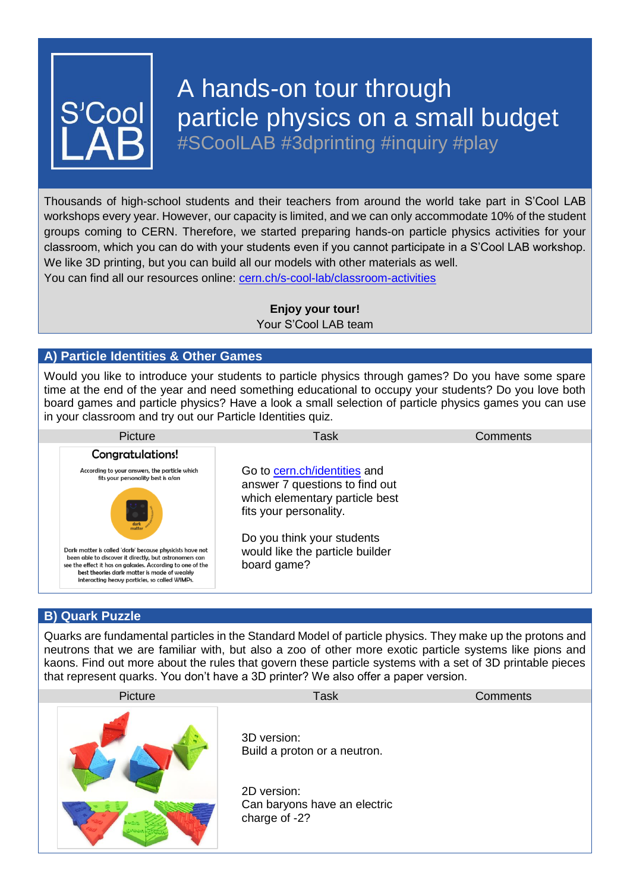# A hands-on tour through particle physics on a small budget

#SCoolLAB #3dprinting #inquiry #play

Thousands of high-school students and their teachers from around the world take part in S'Cool LAB workshops every year. However, our capacity is limited, and we can only accommodate 10% of the student groups coming to CERN. Therefore, we started preparing hands-on particle physics activities for your classroom, which you can do with your students even if you cannot participate in a S'Cool LAB workshop. We like 3D printing, but you can build all our models with other materials as well.
You can find all our resources online: [cern.ch/s-cool-lab/classroom-activities](cern.ch/s-cool-lab/classroom-activities)

**Enjoy your tour!**
Your S'Cool LAB team

## A) Particle Identities & Other Games

Would you like to introduce your students to particle physics through games? Do you have some spare time at the end of the year and need something educational to occupy your students? Do you love both board games and particle physics? Have a look a small selection of particle physics games you can use in your classroom and try out our Particle Identities quiz.

| Picture | Task | Comments |
| --- | --- | --- |
| **Congratulations!** According to your answers, the particle which fits your personality best is a/an dark matter. Dark matter is called 'dark' because physicists have not been able to discover it directly, but astronomers can see the effect it has on galaxies. According to one of the best theories dark matter is made of weakly interacting heavy particles, so called WIMPs. | Go to [cern.ch/identities](cern.ch/identities) and answer 7 questions to find out which elementary particle best fits your personality.<br><br>Do you think your students would like the particle builder board game? | |

## B) Quark Puzzle

Quarks are fundamental particles in the Standard Model of particle physics. They make up the protons and neutrons that we are familiar with, but also a zoo of other more exotic particle systems like pions and kaons. Find out more about the rules that govern these particle systems with a set of 3D printable pieces that represent quarks. You don't have a 3D printer? We also offer a paper version.

| Picture | Task | Comments |
| --- | --- | --- |
| | 3D version:<br>Build a proton or a neutron.<br><br>2D version:<br>Can baryons have an electric charge of -2? | |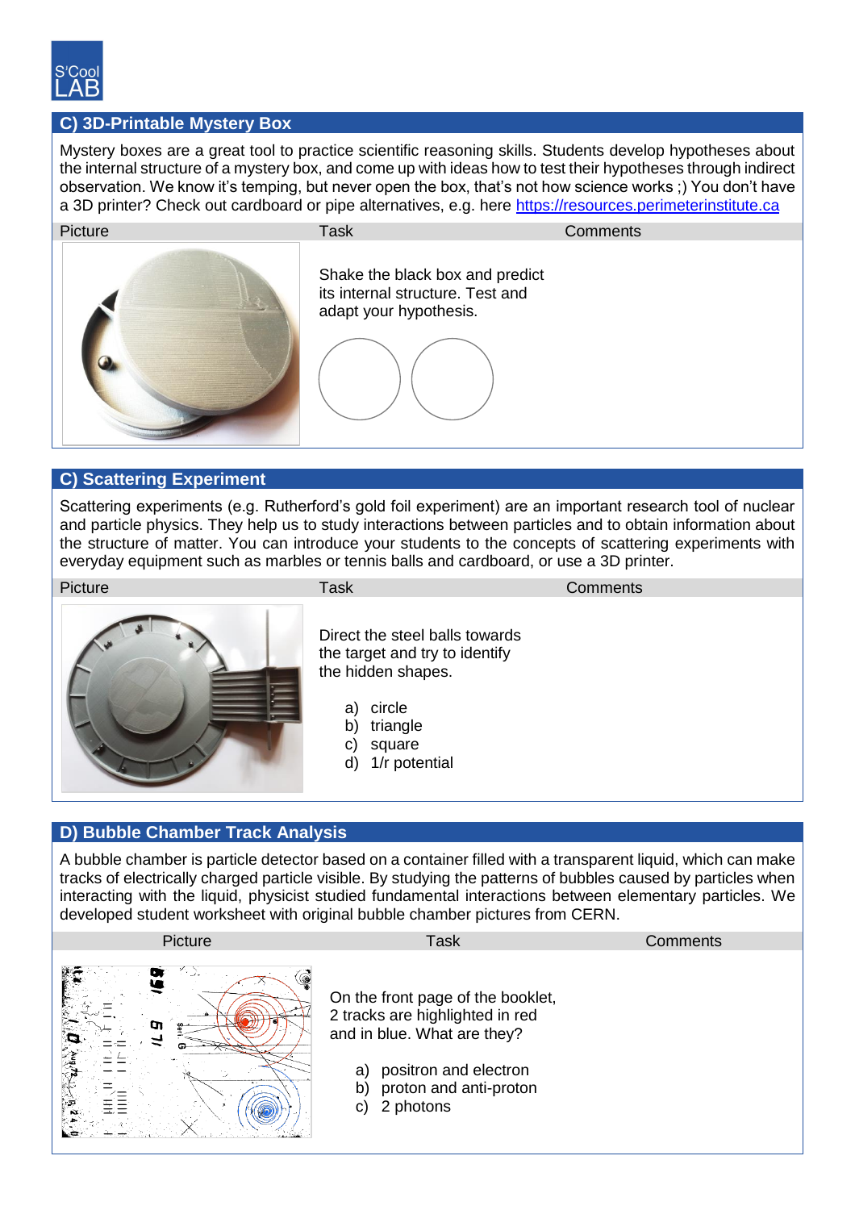## C) 3D-Printable Mystery Box

Mystery boxes are a great tool to practice scientific reasoning skills. Students develop hypotheses about the internal structure of a mystery box, and come up with ideas how to test their hypotheses through indirect observation. We know it's temping, but never open the box, that's not how science works ;) You don't have a 3D printer? Check out cardboard or pipe alternatives, e.g. here https://resources.perimeterinstitute.ca

| Picture | Task | Comments |
|---|---|---|
| | Shake the black box and predict its internal structure. Test and adapt your hypothesis. | |

## C) Scattering Experiment

Scattering experiments (e.g. Rutherford's gold foil experiment) are an important research tool of nuclear and particle physics. They help us to study interactions between particles and to obtain information about the structure of matter. You can introduce your students to the concepts of scattering experiments with everyday equipment such as marbles or tennis balls and cardboard, or use a 3D printer.

| Picture | Task | Comments |
|---|---|---|
| | Direct the steel balls towards the target and try to identify the hidden shapes.<br><br>a) circle<br>b) triangle<br>c) square<br>d) 1/r potential | |

## D) Bubble Chamber Track Analysis

A bubble chamber is particle detector based on a container filled with a transparent liquid, which can make tracks of electrically charged particle visible. By studying the patterns of bubbles caused by particles when interacting with the liquid, physicist studied fundamental interactions between elementary particles. We developed student worksheet with original bubble chamber pictures from CERN.

| Picture | Task | Comments |
|---|---|---|
| | On the front page of the booklet, 2 tracks are highlighted in red and in blue. What are they?<br><br>a) positron and electron<br>b) proton and anti-proton<br>c) 2 photons | |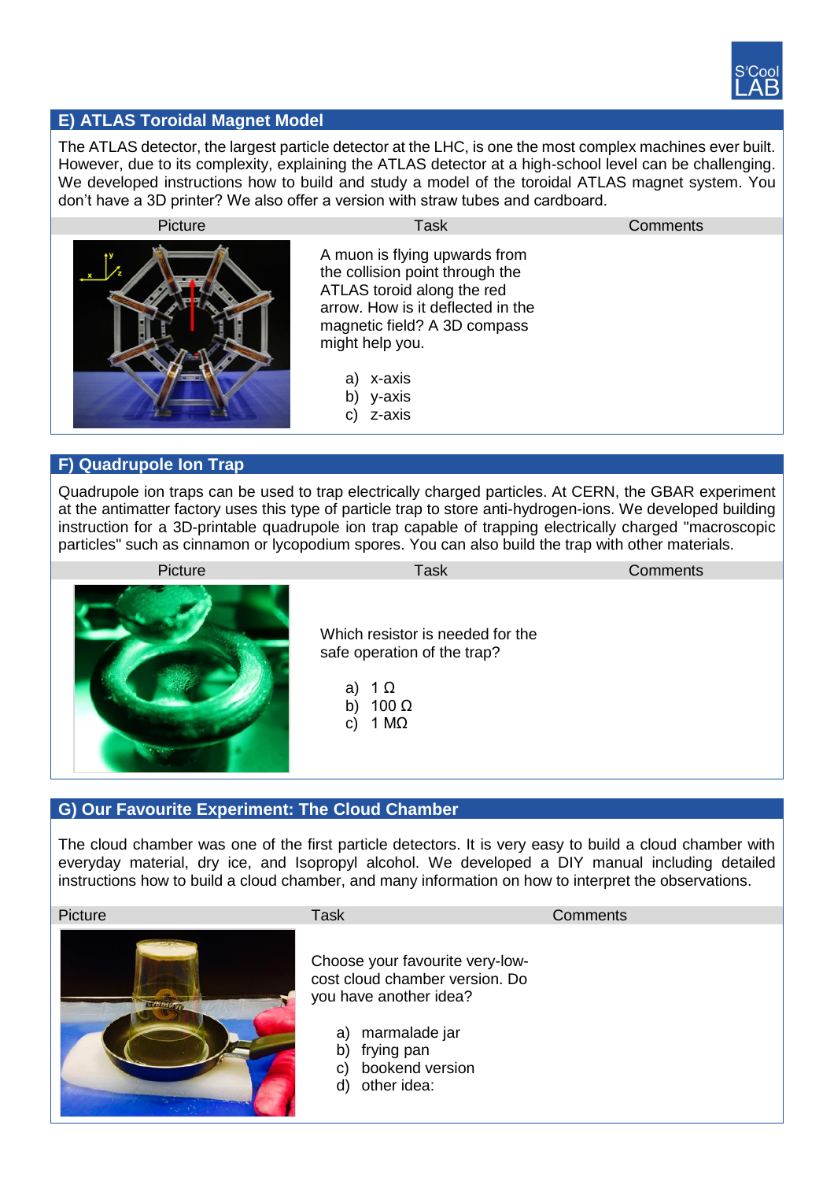## E) ATLAS Toroidal Magnet Model

The ATLAS detector, the largest particle detector at the LHC, is one the most complex machines ever built. However, due to its complexity, explaining the ATLAS detector at a high-school level can be challenging. We developed instructions how to build and study a model of the toroidal ATLAS magnet system. You don't have a 3D printer? We also offer a version with straw tubes and cardboard.

| Picture | Task | Comments |
|---|---|---|
| | A muon is flying upwards from the collision point through the ATLAS toroid along the red arrow. How is it deflected in the magnetic field? A 3D compass might help you.<br><br>a) x-axis<br>b) y-axis<br>c) z-axis | |

## F) Quadrupole Ion Trap

Quadrupole ion traps can be used to trap electrically charged particles. At CERN, the GBAR experiment at the antimatter factory uses this type of particle trap to store anti-hydrogen-ions. We developed building instruction for a 3D-printable quadrupole ion trap capable of trapping electrically charged "macroscopic particles" such as cinnamon or lycopodium spores. You can also build the trap with other materials.

| Picture | Task | Comments |
|---|---|---|
| | Which resistor is needed for the safe operation of the trap?<br><br>a) 1 Ω<br>b) 100 Ω<br>c) 1 MΩ | |

## G) Our Favourite Experiment: The Cloud Chamber

The cloud chamber was one of the first particle detectors. It is very easy to build a cloud chamber with everyday material, dry ice, and Isopropyl alcohol. We developed a DIY manual including detailed instructions how to build a cloud chamber, and many information on how to interpret the observations.

| Picture | Task | Comments |
|---|---|---|
| | Choose your favourite very-low-cost cloud chamber version. Do you have another idea?<br><br>a) marmalade jar<br>b) frying pan<br>c) bookend version<br>d) other idea: | |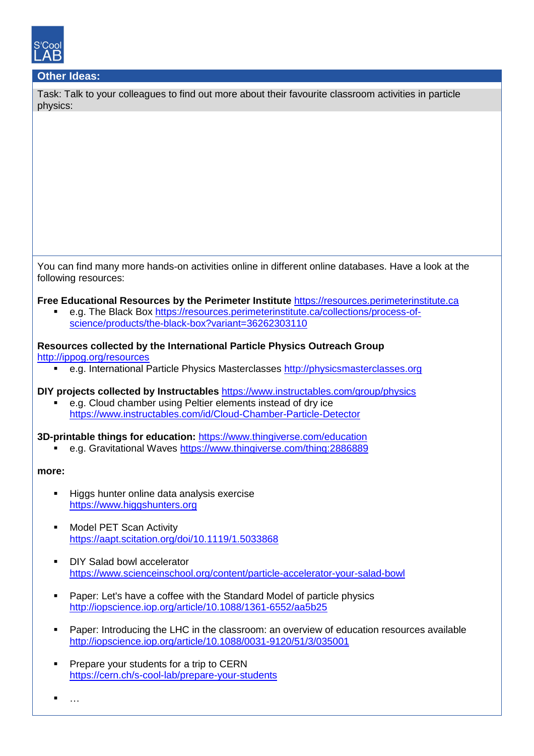## Other Ideas:

Task: Talk to your colleagues to find out more about their favourite classroom activities in particle physics:

You can find many more hands-on activities online in different online databases. Have a look at the following resources:

**Free Educational Resources by the Perimeter Institute** https://resources.perimeterinstitute.ca

- e.g. The Black Box https://resources.perimeterinstitute.ca/collections/process-of-science/products/the-black-box?variant=36262303110

**Resources collected by the International Particle Physics Outreach Group** http://ippog.org/resources

- e.g. International Particle Physics Masterclasses http://physicsmasterclasses.org

**DIY projects collected by Instructables** https://www.instructables.com/group/physics

- e.g. Cloud chamber using Peltier elements instead of dry ice https://www.instructables.com/id/Cloud-Chamber-Particle-Detector

**3D-printable things for education:** https://www.thingiverse.com/education

- e.g. Gravitational Waves https://www.thingiverse.com/thing:2886889

**more:**

- Higgs hunter online data analysis exercise https://www.higgshunters.org
- Model PET Scan Activity https://aapt.scitation.org/doi/10.1119/1.5033868
- DIY Salad bowl accelerator https://www.scienceinschool.org/content/particle-accelerator-your-salad-bowl
- Paper: Let's have a coffee with the Standard Model of particle physics http://iopscience.iop.org/article/10.1088/1361-6552/aa5b25
- Paper: Introducing the LHC in the classroom: an overview of education resources available http://iopscience.iop.org/article/10.1088/0031-9120/51/3/035001
- Prepare your students for a trip to CERN https://cern.ch/s-cool-lab/prepare-your-students
- …